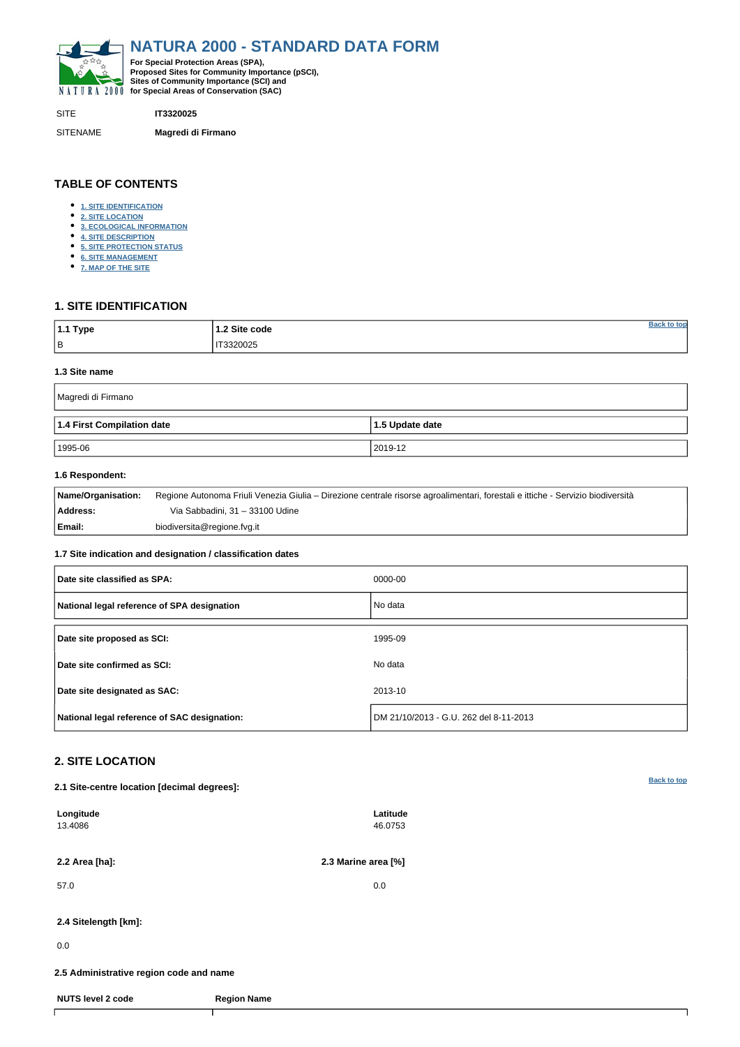# NATURA 2000 - STANDARD DATA FORM

**For Special Protection Areas (SPA), Proposed Sites for Community Importance (pSCI), Sites of Community Importance (SCI) and for Special Areas of Conservation (SAC)**

| | |
|---|---|
| SITE | **IT3320025** |
| SITENAME | **Magredi di Firmano** |

## TABLE OF CONTENTS

- 1. SITE IDENTIFICATION
- 2. SITE LOCATION
- 3. ECOLOGICAL INFORMATION
- 4. SITE DESCRIPTION
- 5. SITE PROTECTION STATUS
- 6. SITE MANAGEMENT
- 7. MAP OF THE SITE

## 1. SITE IDENTIFICATION

| 1.1 Type | 1.2 Site code |
|---|---|
| B | IT3320025 |

### 1.3 Site name

| |
|---|
| Magredi di Firmano |

| 1.4 First Compilation date | 1.5 Update date |
|---|---|
| 1995-06 | 2019-12 |

### 1.6 Respondent:

| | |
|---|---|
| **Name/Organisation:** | Regione Autonoma Friuli Venezia Giulia – Direzione centrale risorse agroalimentari, forestali e ittiche - Servizio biodiversità |
| **Address:** | Via Sabbadini, 31 – 33100 Udine |
| **Email:** | biodiversita@regione.fvg.it |

### 1.7 Site indication and designation / classification dates

| | |
|---|---|
| **Date site classified as SPA:** | 0000-00 |
| **National legal reference of SPA designation** | No data |
| **Date site proposed as SCI:** | 1995-09 |
| **Date site confirmed as SCI:** | No data |
| **Date site designated as SAC:** | 2013-10 |
| **National legal reference of SAC designation:** | DM 21/10/2013 - G.U. 262 del 8-11-2013 |

## 2. SITE LOCATION

### 2.1 Site-centre location [decimal degrees]:

| Longitude | Latitude |
|---|---|
| 13.4086 | 46.0753 |

| 2.2 Area [ha]: | 2.3 Marine area [%] |
|---|---|
| 57.0 | 0.0 |

**2.4 Sitelength [km]:**

0.0

### 2.5 Administrative region code and name

| NUTS level 2 code | Region Name |
|---|---|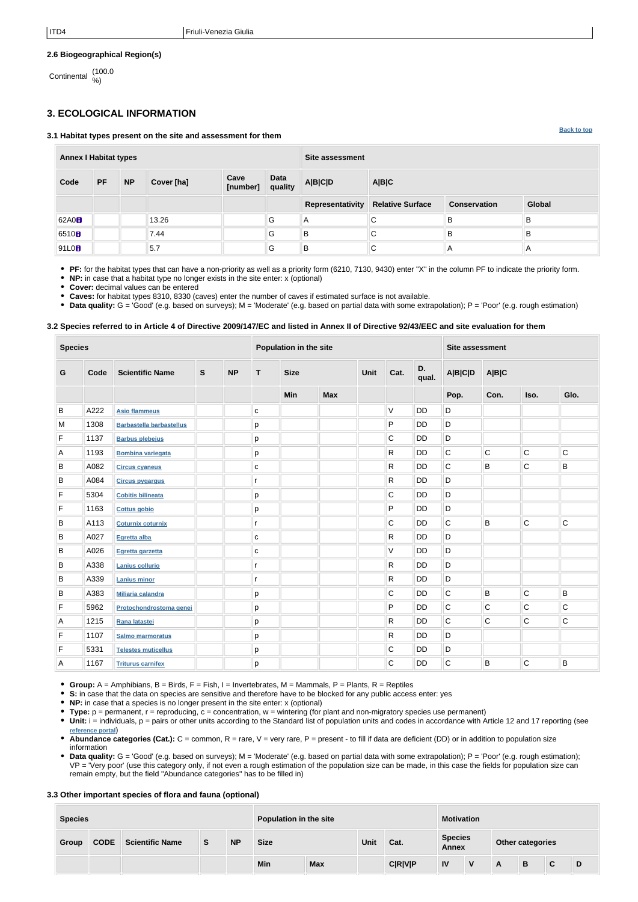| ITD4 | Friuli-Venezia Giulia |
|---|---|

**2.6 Biogeographical Region(s)**

Continental (100.0 %)

## 3. ECOLOGICAL INFORMATION

Back to top

### 3.1 Habitat types present on the site and assessment for them

| Annex I Habitat types | | | | | | Site assessment | | | |
|---|---|---|---|---|---|---|---|---|---|
| Code | PF | NP | Cover [ha] | Cave [number] | Data quality | A\|B\|C\|D | A\|B\|C | | |
| | | | | | | Representativity | Relative Surface | Conservation | Global |
| 62A0 | | | 13.26 | | G | A | C | B | B |
| 6510 | | | 7.44 | | G | B | C | B | B |
| 91L0 | | | 5.7 | | G | B | C | A | A |

- **PF:** for the habitat types that can have a non-priority as well as a priority form (6210, 7130, 9430) enter "X" in the column PF to indicate the priority form.
- **NP:** in case that a habitat type no longer exists in the site enter: x (optional)
- **Cover:** decimal values can be entered
- **Caves:** for habitat types 8310, 8330 (caves) enter the number of caves if estimated surface is not available.
- **Data quality:** G = 'Good' (e.g. based on surveys); M = 'Moderate' (e.g. based on partial data with some extrapolation); P = 'Poor' (e.g. rough estimation)

### 3.2 Species referred to in Article 4 of Directive 2009/147/EC and listed in Annex II of Directive 92/43/EEC and site evaluation for them

| Species | | | | | Population in the site | | | | | | Site assessment | | | |
|---|---|---|---|---|---|---|---|---|---|---|---|---|---|---|
| G | Code | Scientific Name | S | NP | T | Size | | Unit | Cat. | D. qual. | A\|B\|C\|D | A\|B\|C | | |
| | | | | | | Min | Max | | | | Pop. | Con. | Iso. | Glo. |
| B | A222 | Asio flammeus | | | c | | | | V | DD | D | | | |
| M | 1308 | Barbastella barbastellus | | | p | | | | P | DD | D | | | |
| F | 1137 | Barbus plebejus | | | p | | | | C | DD | D | | | |
| A | 1193 | Bombina variegata | | | p | | | | R | DD | C | C | C | C |
| B | A082 | Circus cyaneus | | | c | | | | R | DD | C | B | C | B |
| B | A084 | Circus pygargus | | | r | | | | R | DD | D | | | |
| F | 5304 | Cobitis bilineata | | | p | | | | C | DD | D | | | |
| F | 1163 | Cottus gobio | | | p | | | | P | DD | D | | | |
| B | A113 | Coturnix coturnix | | | r | | | | C | DD | C | B | C | C |
| B | A027 | Egretta alba | | | c | | | | R | DD | D | | | |
| B | A026 | Egretta garzetta | | | c | | | | V | DD | D | | | |
| B | A338 | Lanius collurio | | | r | | | | R | DD | D | | | |
| B | A339 | Lanius minor | | | r | | | | R | DD | D | | | |
| B | A383 | Miliaria calandra | | | p | | | | C | DD | C | B | C | B |
| F | 5962 | Protochondrostoma genei | | | p | | | | P | DD | C | C | C | C |
| A | 1215 | Rana latastei | | | p | | | | R | DD | C | C | C | C |
| F | 1107 | Salmo marmoratus | | | p | | | | R | DD | D | | | |
| F | 5331 | Telestes muticellus | | | p | | | | C | DD | D | | | |
| A | 1167 | Triturus carnifex | | | p | | | | C | DD | C | B | C | B |

- **Group:** A = Amphibians, B = Birds, F = Fish, I = Invertebrates, M = Mammals, P = Plants, R = Reptiles
- **S:** in case that the data on species are sensitive and therefore have to be blocked for any public access enter: yes
- **NP:** in case that a species is no longer present in the site enter: x (optional)
- **Type:** p = permanent, r = reproducing, c = concentration, w = wintering (for plant and non-migratory species use permanent)
- **Unit:** i = individuals, p = pairs or other units according to the Standard list of population units and codes in accordance with Article 12 and 17 reporting (see reference portal)
- **Abundance categories (Cat.):** C = common, R = rare, V = very rare, P = present - to fill if data are deficient (DD) or in addition to population size information
- **Data quality:** G = 'Good' (e.g. based on surveys); M = 'Moderate' (e.g. based on partial data with some extrapolation); P = 'Poor' (e.g. rough estimation); VP = 'Very poor' (use this category only, if not even a rough estimation of the population size can be made, in this case the fields for population size can remain empty, but the field "Abundance categories" has to be filled in)

### 3.3 Other important species of flora and fauna (optional)

| Species | | | | | Population in the site | | | | Motivation | | | | | |
|---|---|---|---|---|---|---|---|---|---|---|---|---|---|---|
| Group | CODE | Scientific Name | S | NP | Size | | Unit | Cat. | Species Annex | | Other categories | | | |
| | | | | | Min | Max | | C\|R\|V\|P | IV | V | A | B | C | D |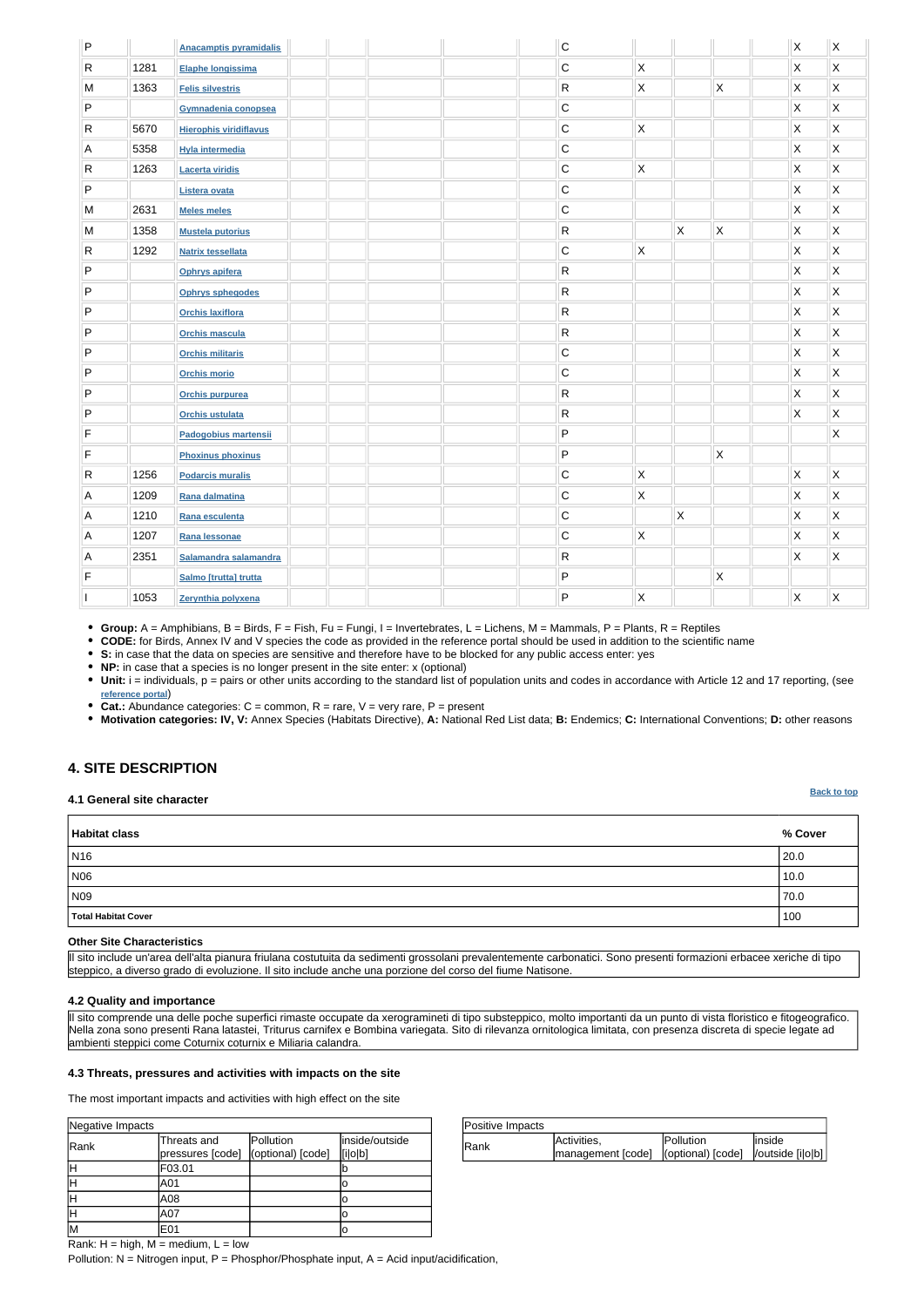| Group | CODE | Scientific Name | S | NP | Size Min | Size Max | Unit | Cat. | IV | V | A | B | C | D |
|---|---|---|---|---|---|---|---|---|---|---|---|---|---|---|
| P | | Anacamptis pyramidalis | | | | | | C | | | | | X | X |
| R | 1281 | Elaphe longissima | | | | | | C | X | | | | X | X |
| M | 1363 | Felis silvestris | | | | | | R | X | | X | | X | X |
| P | | Gymnadenia conopsea | | | | | | C | | | | | X | X |
| R | 5670 | Hierophis viridiflavus | | | | | | C | X | | | | X | X |
| A | 5358 | Hyla intermedia | | | | | | C | | | | | X | X |
| R | 1263 | Lacerta viridis | | | | | | C | X | | | | X | X |
| P | | Listera ovata | | | | | | C | | | | | X | X |
| M | 2631 | Meles meles | | | | | | C | | | | | X | X |
| M | 1358 | Mustela putorius | | | | | | R | | X | X | | X | X |
| R | 1292 | Natrix tessellata | | | | | | C | X | | | | X | X |
| P | | Ophrys apifera | | | | | | R | | | | | X | X |
| P | | Ophrys sphegodes | | | | | | R | | | | | X | X |
| P | | Orchis laxiflora | | | | | | R | | | | | X | X |
| P | | Orchis mascula | | | | | | R | | | | | X | X |
| P | | Orchis militaris | | | | | | C | | | | | X | X |
| P | | Orchis morio | | | | | | C | | | | | X | X |
| P | | Orchis purpurea | | | | | | R | | | | | X | X |
| P | | Orchis ustulata | | | | | | R | | | | | X | X |
| F | | Padogobius martensii | | | | | | P | | | | | | X |
| F | | Phoxinus phoxinus | | | | | | P | | | X | | | |
| R | 1256 | Podarcis muralis | | | | | | C | X | | | | X | X |
| A | 1209 | Rana dalmatina | | | | | | C | X | | | | X | X |
| A | 1210 | Rana esculenta | | | | | | C | | X | | | X | X |
| A | 1207 | Rana lessonae | | | | | | C | X | | | | X | X |
| A | 2351 | Salamandra salamandra | | | | | | R | | | | | X | X |
| F | | Salmo [trutta] trutta | | | | | | P | | | X | | | |
| I | 1053 | Zerynthia polyxena | | | | | | P | X | | | | X | X |

- **Group:** A = Amphibians, B = Birds, F = Fish, Fu = Fungi, I = Invertebrates, L = Lichens, M = Mammals, P = Plants, R = Reptiles
- **CODE:** for Birds, Annex IV and V species the code as provided in the reference portal should be used in addition to the scientific name
- **S:** in case that the data on species are sensitive and therefore have to be blocked for any public access enter: yes
- **NP:** in case that a species is no longer present in the site enter: x (optional)
- **Unit:** i = individuals, p = pairs or other units according to the standard list of population units and codes in accordance with Article 12 and 17 reporting, (see reference portal)
- **Cat.:** Abundance categories: C = common, R = rare, V = very rare, P = present
- **Motivation categories: IV, V:** Annex Species (Habitats Directive), **A:** National Red List data; **B:** Endemics; **C:** International Conventions; **D:** other reasons

## 4. SITE DESCRIPTION

### 4.1 General site character

Back to top

| Habitat class | % Cover |
|---|---|
| N16 | 20.0 |
| N06 | 10.0 |
| N09 | 70.0 |
| **Total Habitat Cover** | 100 |

**Other Site Characteristics**

Il sito include un'area dell'alta pianura friulana costutuita da sedimenti grossolani prevalentemente carbonatici. Sono presenti formazioni erbacee xeriche di tipo steppico, a diverso grado di evoluzione. Il sito include anche una porzione del corso del fiume Natisone.

### 4.2 Quality and importance

Il sito comprende una delle poche superfici rimaste occupate da xerogramineti di tipo substeppico, molto importanti da un punto di vista floristico e fitogeografico. Nella zona sono presenti Rana latastei, Triturus carnifex e Bombina variegata. Sito di rilevanza ornitologica limitata, con presenza discreta di specie legate ad ambienti steppici come Coturnix coturnix e Miliaria calandra.

### 4.3 Threats, pressures and activities with impacts on the site

The most important impacts and activities with high effect on the site

| Negative Impacts | | | |
|---|---|---|---|
| Rank | Threats and pressures [code] | Pollution (optional) [code] | inside/outside [i\|o\|b] |
| H | F03.01 | | b |
| H | A01 | | o |
| H | A08 | | o |
| H | A07 | | o |
| M | E01 | | o |

| Positive Impacts | | | |
|---|---|---|---|
| Rank | Activities, management [code] | Pollution (optional) [code] | inside /outside [i\|o\|b] |

Rank: H = high, M = medium, L = low

Pollution: N = Nitrogen input, P = Phosphor/Phosphate input, A = Acid input/acidification,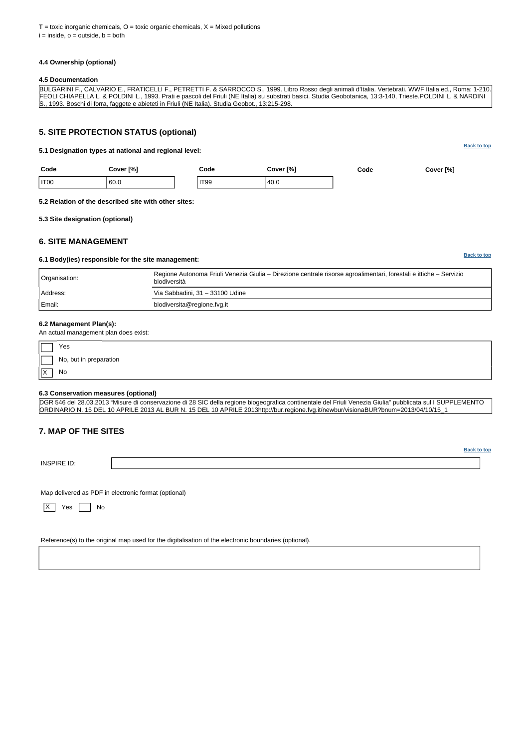T = toxic inorganic chemicals, O = toxic organic chemicals, X = Mixed pollutions
i = inside, o = outside, b = both

#### 4.4 Ownership (optional)

#### 4.5 Documentation

BULGARINI F., CALVARIO E., FRATICELLI F., PETRETTI F. & SARROCCO S., 1999. Libro Rosso degli animali d'Italia. Vertebrati. WWF Italia ed., Roma: 1-210. FEOLI CHIAPELLA L. & POLDINI L., 1993. Prati e pascoli del Friuli (NE Italia) su substrati basici. Studia Geobotanica, 13:3-140, Trieste.POLDINI L. & NARDINI S., 1993. Boschi di forra, faggete e abieteti in Friuli (NE Italia). Studia Geobot., 13:215-298.

## 5. SITE PROTECTION STATUS (optional)

Back to top

#### 5.1 Designation types at national and regional level:

| Code | Cover [%] | Code | Cover [%] | Code | Cover [%] |
|---|---|---|---|---|---|
| IT00 | 60.0 | IT99 | 40.0 | | |

#### 5.2 Relation of the described site with other sites:

#### 5.3 Site designation (optional)

## 6. SITE MANAGEMENT

Back to top

#### 6.1 Body(ies) responsible for the site management:

| | |
|---|---|
| Organisation: | Regione Autonoma Friuli Venezia Giulia – Direzione centrale risorse agroalimentari, forestali e ittiche – Servizio biodiversità |
| Address: | Via Sabbadini, 31 – 33100 Udine |
| Email: | biodiversita@regione.fvg.it |

#### 6.2 Management Plan(s):

An actual management plan does exist:

- [ ] Yes
- [ ] No, but in preparation
- [X] No

#### 6.3 Conservation measures (optional)

DGR 546 del 28.03.2013 "Misure di conservazione di 28 SIC della regione biogeografica continentale del Friuli Venezia Giulia" pubblicata sul I SUPPLEMENTO ORDINARIO N. 15 DEL 10 APRILE 2013 AL BUR N. 15 DEL 10 APRILE 2013http://bur.regione.fvg.it/newbur/visionaBUR?bnum=2013/04/10/15_1

## 7. MAP OF THE SITES

Back to top

INSPIRE ID:

Map delivered as PDF in electronic format (optional)

- [X] Yes
- [ ] No

Reference(s) to the original map used for the digitalisation of the electronic boundaries (optional).